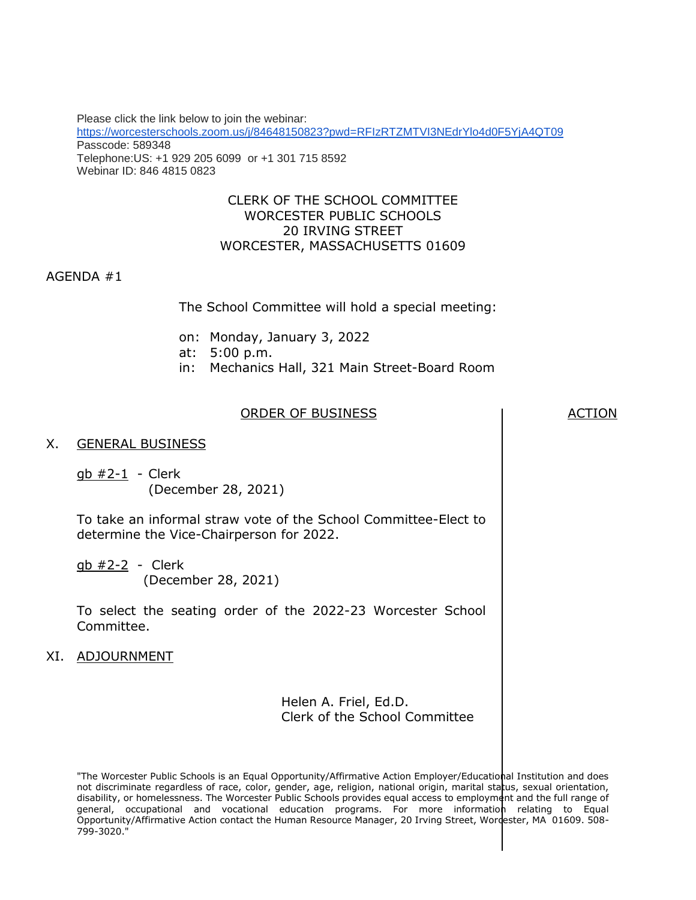Please click the link below to join the webinar:
https://worcesterschools.zoom.us/j/84648150823?pwd=RFIzRTZMTVI3NEdrYlo4d0F5YjA4QT09
Passcode: 589348
Telephone:US: +1 929 205 6099 or +1 301 715 8592
Webinar ID: 846 4815 0823

CLERK OF THE SCHOOL COMMITTEE
WORCESTER PUBLIC SCHOOLS
20 IRVING STREET
WORCESTER, MASSACHUSETTS 01609

AGENDA #1

The School Committee will hold a special meeting:

on: Monday, January 3, 2022
at: 5:00 p.m.
in: Mechanics Hall, 321 Main Street-Board Room

| ORDER OF BUSINESS | ACTION |
|---|---|
| X. GENERAL BUSINESS | |
| gb #2-1 - Clerk (December 28, 2021)<br><br>To take an informal straw vote of the School Committee-Elect to determine the Vice-Chairperson for 2022. | |
| gb #2-2 - Clerk (December 28, 2021)<br><br>To select the seating order of the 2022-23 Worcester School Committee. | |
| XI. ADJOURNMENT | |

Helen A. Friel, Ed.D.
Clerk of the School Committee

"The Worcester Public Schools is an Equal Opportunity/Affirmative Action Employer/Educational Institution and does not discriminate regardless of race, color, gender, age, religion, national origin, marital status, sexual orientation, disability, or homelessness. The Worcester Public Schools provides equal access to employment and the full range of general, occupational and vocational education programs. For more information relating to Equal Opportunity/Affirmative Action contact the Human Resource Manager, 20 Irving Street, Worcester, MA 01609. 508-799-3020."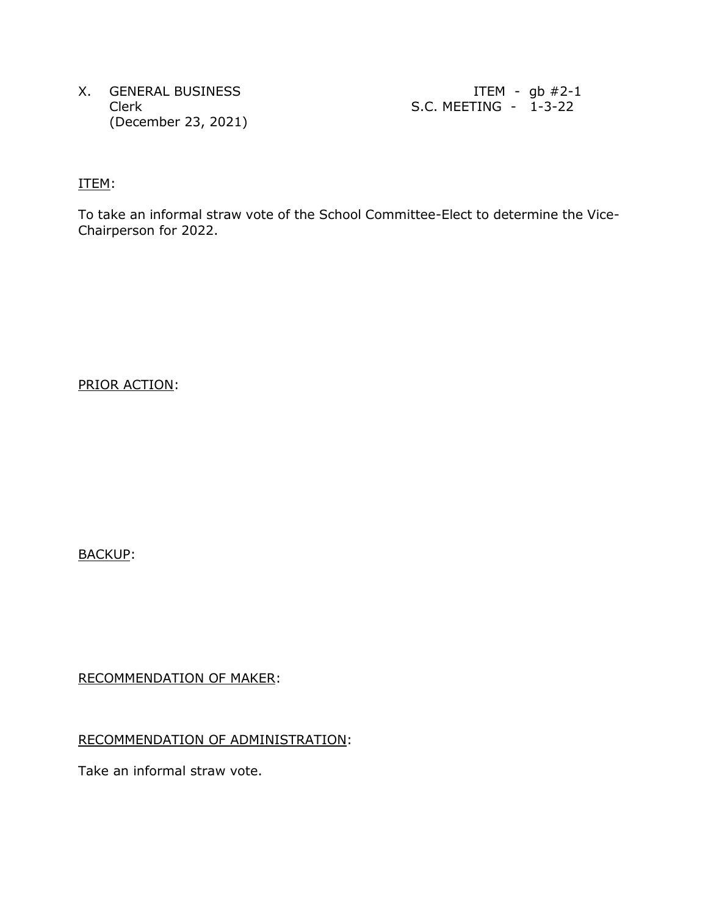X. GENERAL BUSINESS
Clerk
(December 23, 2021)

ITEM - gb #2-1
S.C. MEETING - 1-3-22

ITEM:

To take an informal straw vote of the School Committee-Elect to determine the Vice-Chairperson for 2022.

PRIOR ACTION:

BACKUP:

RECOMMENDATION OF MAKER:

RECOMMENDATION OF ADMINISTRATION:

Take an informal straw vote.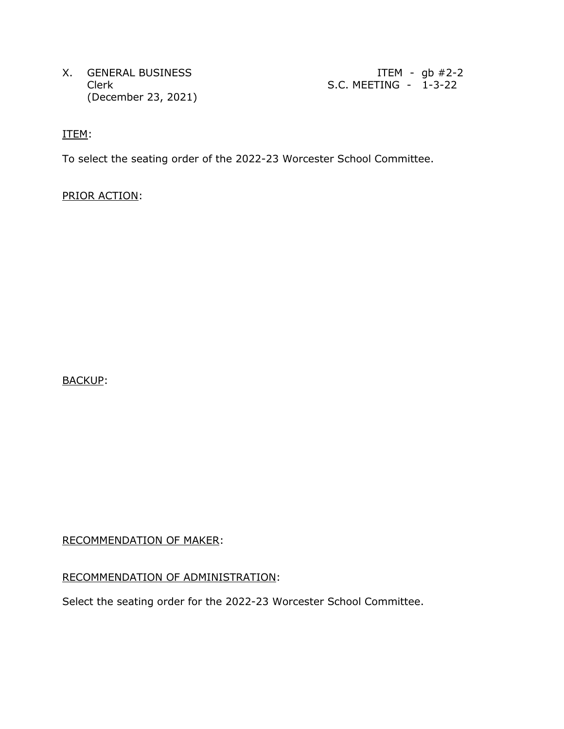X. GENERAL BUSINESS ITEM - gb #2-2
Clerk S.C. MEETING - 1-3-22
(December 23, 2021)

ITEM:

To select the seating order of the 2022-23 Worcester School Committee.

PRIOR ACTION:

BACKUP:

RECOMMENDATION OF MAKER:

RECOMMENDATION OF ADMINISTRATION:

Select the seating order for the 2022-23 Worcester School Committee.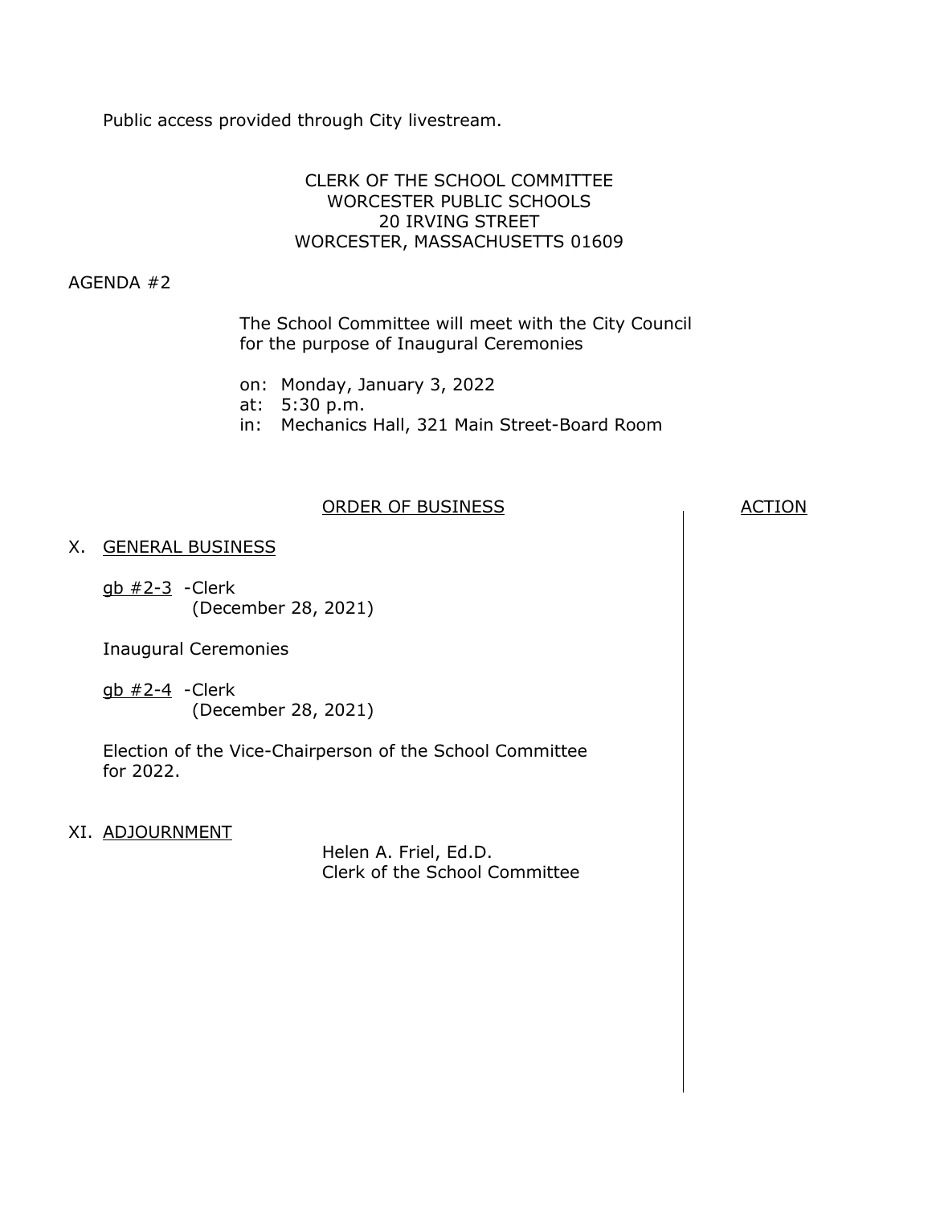Public access provided through City livestream.

CLERK OF THE SCHOOL COMMITTEE
WORCESTER PUBLIC SCHOOLS
20 IRVING STREET
WORCESTER, MASSACHUSETTS 01609

AGENDA #2

The School Committee will meet with the City Council for the purpose of Inaugural Ceremonies

on: Monday, January 3, 2022
at: 5:30 p.m.
in: Mechanics Hall, 321 Main Street-Board Room

ORDER OF BUSINESS — ACTION

X. GENERAL BUSINESS

gb #2-3 -Clerk
(December 28, 2021)

Inaugural Ceremonies

gb #2-4 -Clerk
(December 28, 2021)

Election of the Vice-Chairperson of the School Committee for 2022.

XI. ADJOURNMENT

Helen A. Friel, Ed.D.
Clerk of the School Committee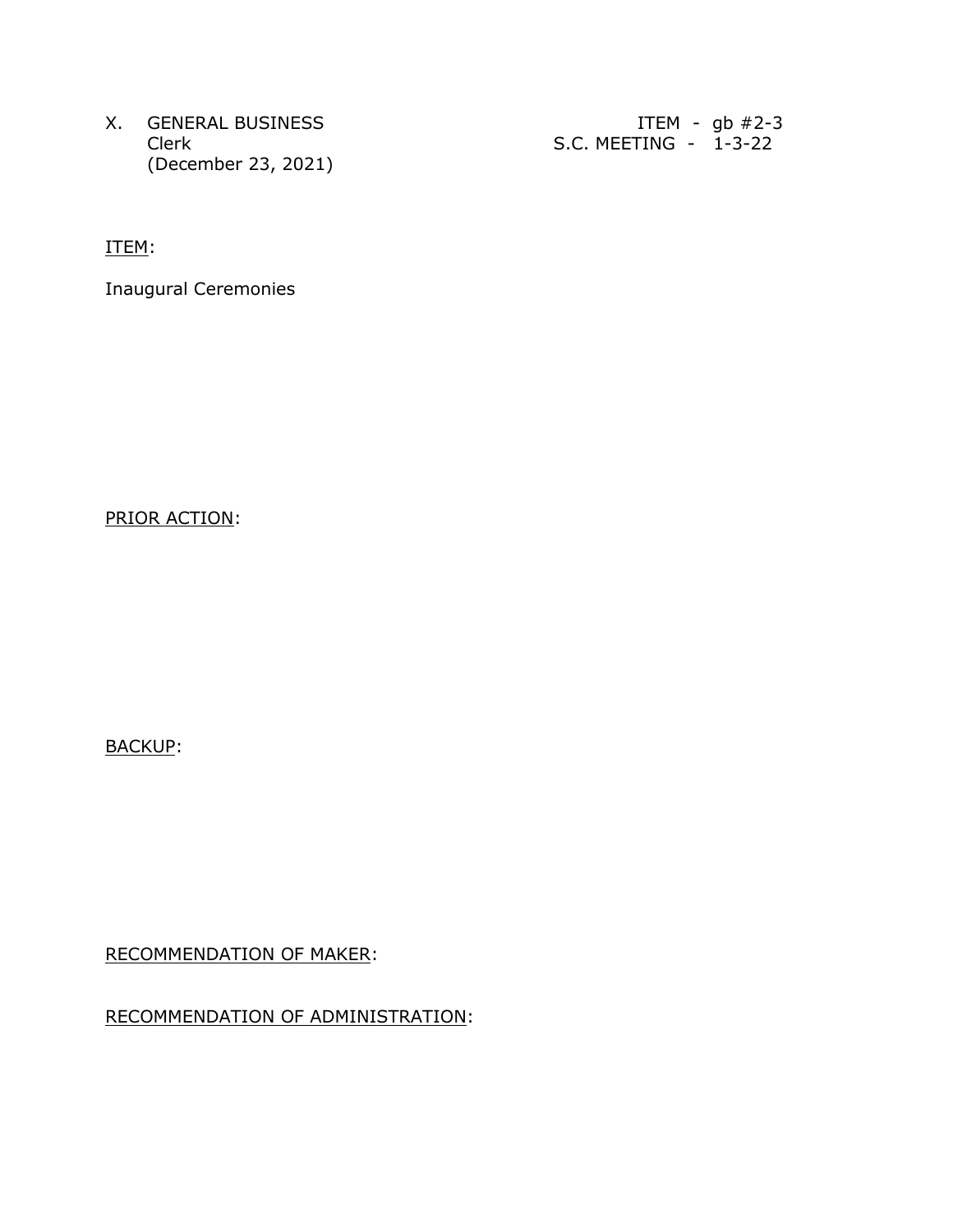X. GENERAL BUSINESS
Clerk
(December 23, 2021)

ITEM - gb #2-3
S.C. MEETING - 1-3-22

ITEM:

Inaugural Ceremonies

PRIOR ACTION:

BACKUP:

RECOMMENDATION OF MAKER:

RECOMMENDATION OF ADMINISTRATION: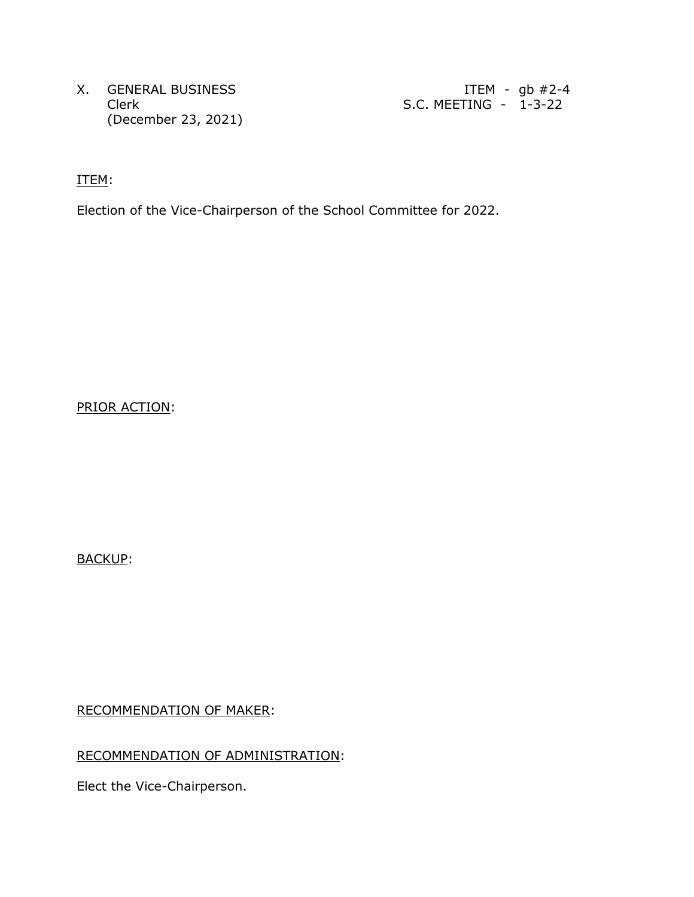X. GENERAL BUSINESS
Clerk
(December 23, 2021)

ITEM - gb #2-4
S.C. MEETING - 1-3-22

ITEM:

Election of the Vice-Chairperson of the School Committee for 2022.

PRIOR ACTION:

BACKUP:

RECOMMENDATION OF MAKER:

RECOMMENDATION OF ADMINISTRATION:

Elect the Vice-Chairperson.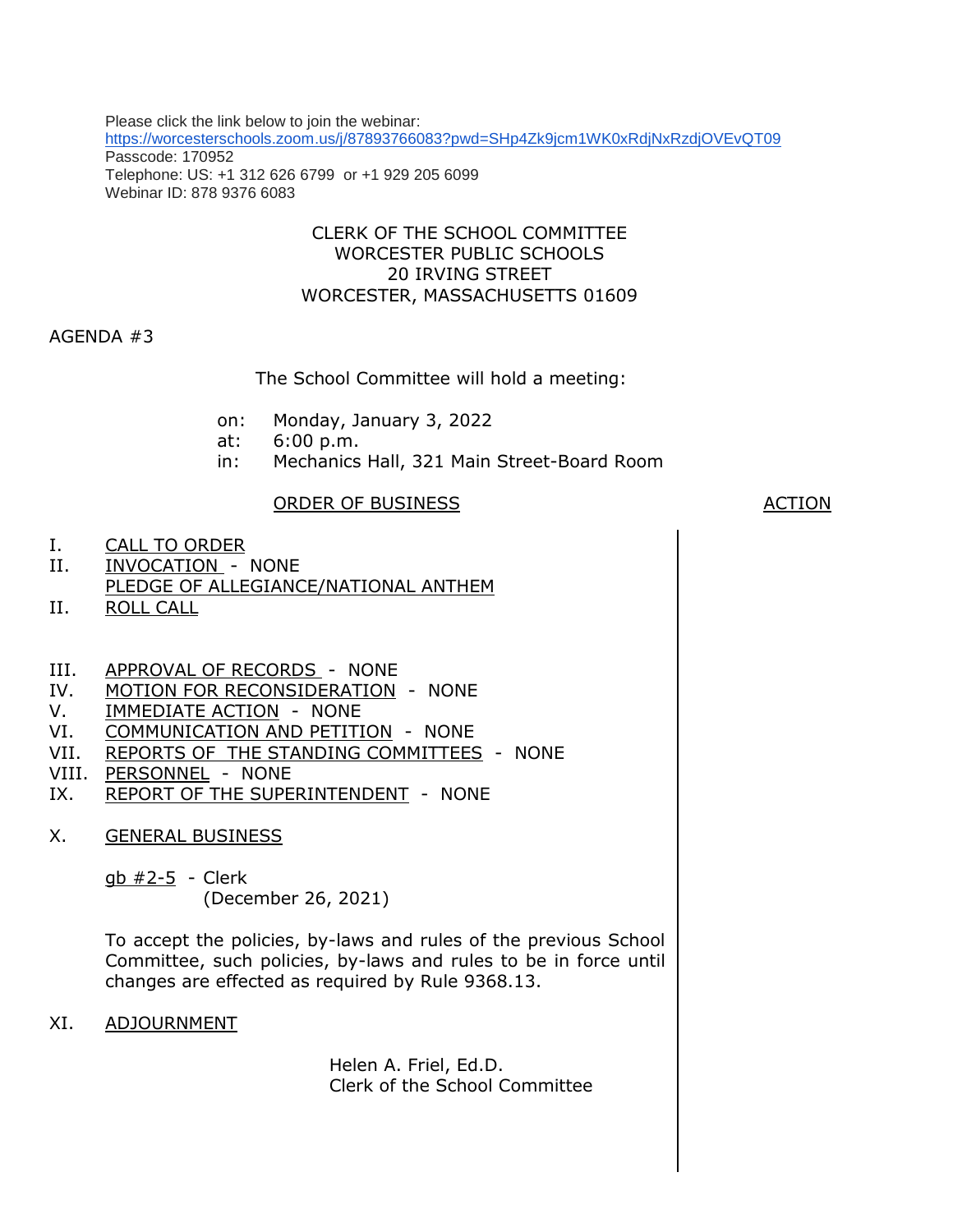Please click the link below to join the webinar:
https://worcesterschools.zoom.us/j/87893766083?pwd=SHp4Zk9jcm1WK0xRdjNxRzdjOVEvQT09
Passcode: 170952
Telephone: US: +1 312 626 6799 or +1 929 205 6099
Webinar ID: 878 9376 6083

CLERK OF THE SCHOOL COMMITTEE
WORCESTER PUBLIC SCHOOLS
20 IRVING STREET
WORCESTER, MASSACHUSETTS 01609

AGENDA #3

The School Committee will hold a meeting:

on: Monday, January 3, 2022
at: 6:00 p.m.
in: Mechanics Hall, 321 Main Street-Board Room

ORDER OF BUSINESS | ACTION

I. CALL TO ORDER
II. INVOCATION - NONE
PLEDGE OF ALLEGIANCE/NATIONAL ANTHEM
II. ROLL CALL

III. APPROVAL OF RECORDS - NONE
IV. MOTION FOR RECONSIDERATION - NONE
V. IMMEDIATE ACTION - NONE
VI. COMMUNICATION AND PETITION - NONE
VII. REPORTS OF THE STANDING COMMITTEES - NONE
VIII. PERSONNEL - NONE
IX. REPORT OF THE SUPERINTENDENT - NONE

X. GENERAL BUSINESS

gb #2-5 - Clerk
(December 26, 2021)

To accept the policies, by-laws and rules of the previous School Committee, such policies, by-laws and rules to be in force until changes are effected as required by Rule 9368.13.

XI. ADJOURNMENT

Helen A. Friel, Ed.D.
Clerk of the School Committee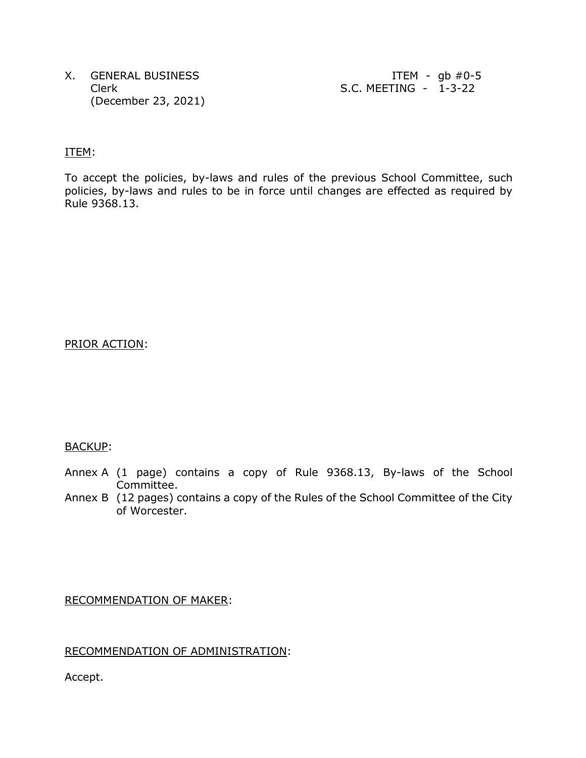X. GENERAL BUSINESS
Clerk
(December 23, 2021)

ITEM - gb #0-5
S.C. MEETING - 1-3-22

ITEM:

To accept the policies, by-laws and rules of the previous School Committee, such policies, by-laws and rules to be in force until changes are effected as required by Rule 9368.13.

PRIOR ACTION:

BACKUP:

Annex A (1 page) contains a copy of Rule 9368.13, By-laws of the School Committee.

Annex B (12 pages) contains a copy of the Rules of the School Committee of the City of Worcester.

RECOMMENDATION OF MAKER:

RECOMMENDATION OF ADMINISTRATION:

Accept.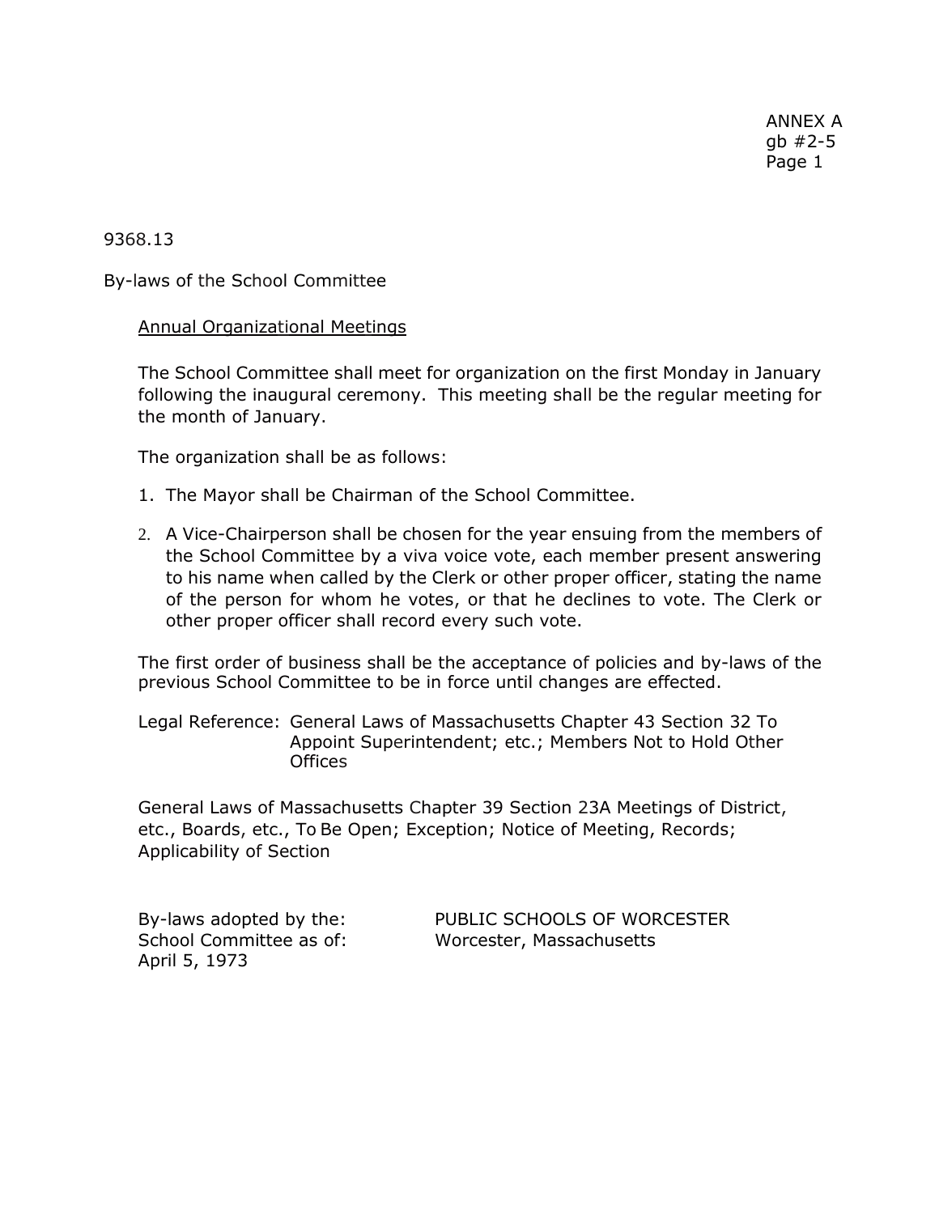ANNEX A
gb #2-5
Page 1

9368.13

By-laws of the School Committee

## Annual Organizational Meetings

The School Committee shall meet for organization on the first Monday in January following the inaugural ceremony. This meeting shall be the regular meeting for the month of January.

The organization shall be as follows:

1. The Mayor shall be Chairman of the School Committee.
2. A Vice-Chairperson shall be chosen for the year ensuing from the members of the School Committee by a viva voice vote, each member present answering to his name when called by the Clerk or other proper officer, stating the name of the person for whom he votes, or that he declines to vote. The Clerk or other proper officer shall record every such vote.

The first order of business shall be the acceptance of policies and by-laws of the previous School Committee to be in force until changes are effected.

Legal Reference: General Laws of Massachusetts Chapter 43 Section 32 To Appoint Superintendent; etc.; Members Not to Hold Other Offices

General Laws of Massachusetts Chapter 39 Section 23A Meetings of District, etc., Boards, etc., To Be Open; Exception; Notice of Meeting, Records; Applicability of Section

By-laws adopted by the:
School Committee as of:
April 5, 1973

PUBLIC SCHOOLS OF WORCESTER
Worcester, Massachusetts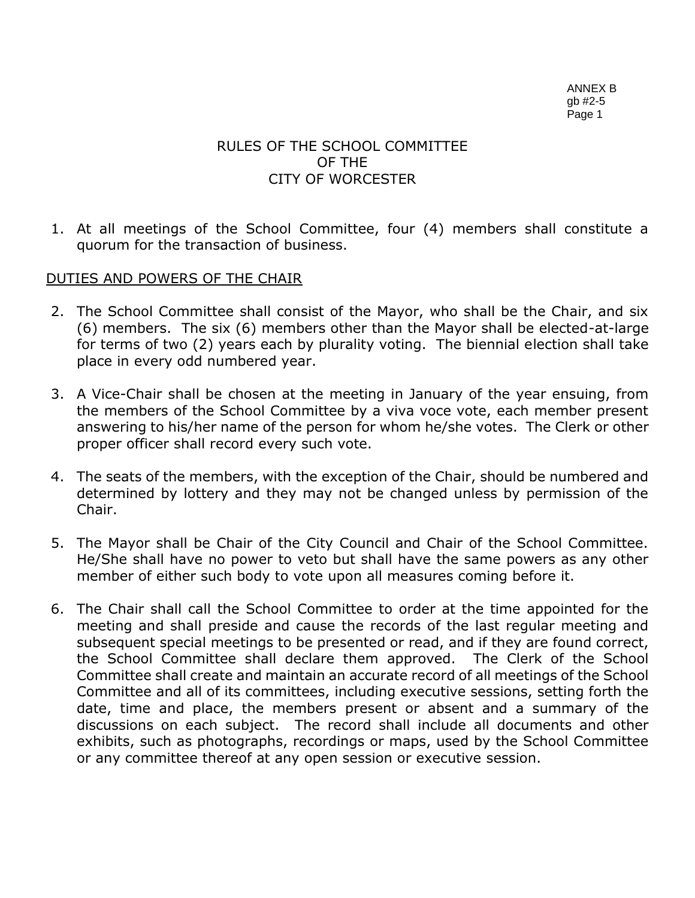ANNEX B
gb #2-5

# RULES OF THE SCHOOL COMMITTEE OF THE CITY OF WORCESTER

1. At all meetings of the School Committee, four (4) members shall constitute a quorum for the transaction of business.

## DUTIES AND POWERS OF THE CHAIR

2. The School Committee shall consist of the Mayor, who shall be the Chair, and six (6) members. The six (6) members other than the Mayor shall be elected-at-large for terms of two (2) years each by plurality voting. The biennial election shall take place in every odd numbered year.

3. A Vice-Chair shall be chosen at the meeting in January of the year ensuing, from the members of the School Committee by a viva voce vote, each member present answering to his/her name of the person for whom he/she votes. The Clerk or other proper officer shall record every such vote.

4. The seats of the members, with the exception of the Chair, should be numbered and determined by lottery and they may not be changed unless by permission of the Chair.

5. The Mayor shall be Chair of the City Council and Chair of the School Committee. He/She shall have no power to veto but shall have the same powers as any other member of either such body to vote upon all measures coming before it.

6. The Chair shall call the School Committee to order at the time appointed for the meeting and shall preside and cause the records of the last regular meeting and subsequent special meetings to be presented or read, and if they are found correct, the School Committee shall declare them approved. The Clerk of the School Committee shall create and maintain an accurate record of all meetings of the School Committee and all of its committees, including executive sessions, setting forth the date, time and place, the members present or absent and a summary of the discussions on each subject. The record shall include all documents and other exhibits, such as photographs, recordings or maps, used by the School Committee or any committee thereof at any open session or executive session.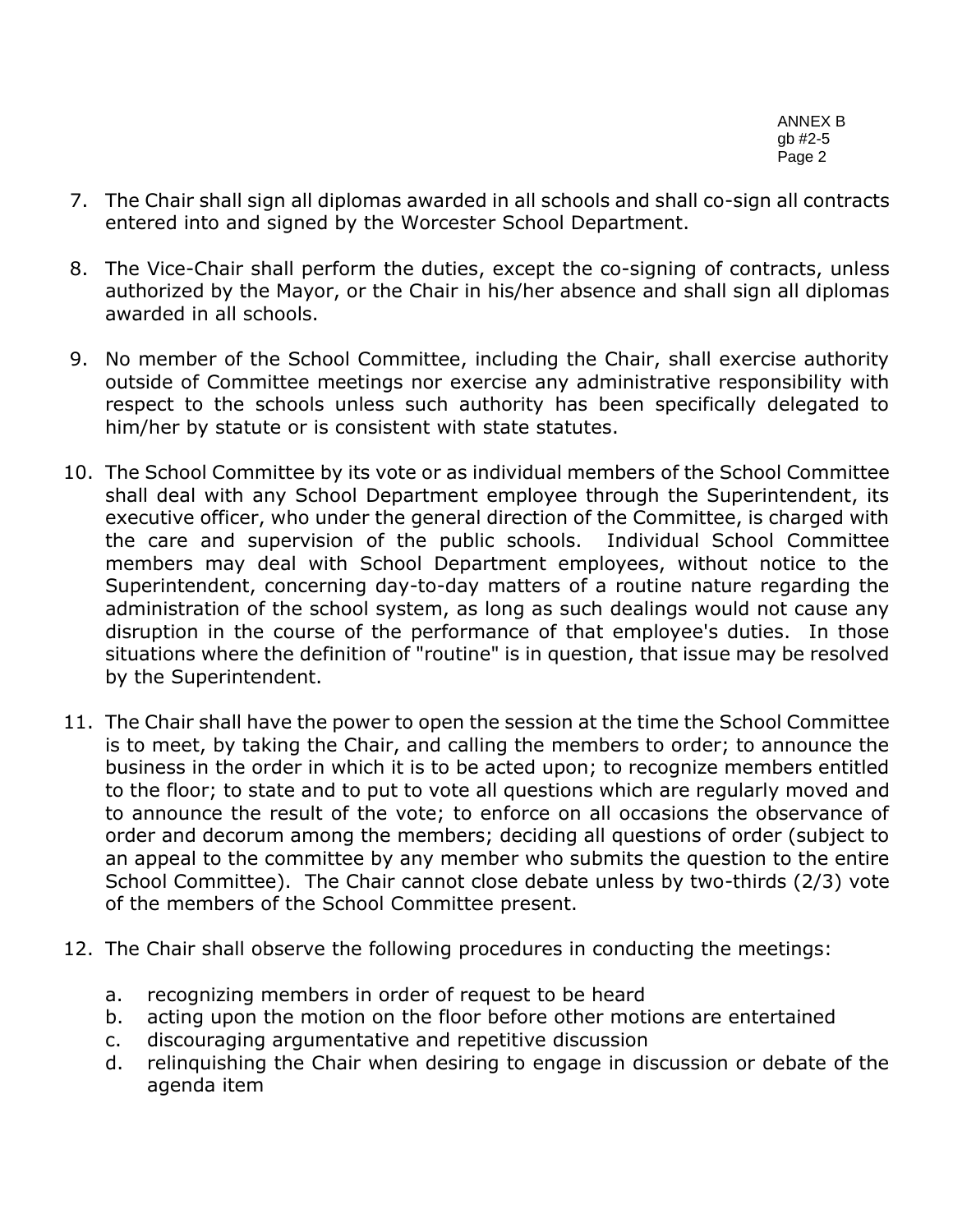7. The Chair shall sign all diplomas awarded in all schools and shall co-sign all contracts entered into and signed by the Worcester School Department.

8. The Vice-Chair shall perform the duties, except the co-signing of contracts, unless authorized by the Mayor, or the Chair in his/her absence and shall sign all diplomas awarded in all schools.

9. No member of the School Committee, including the Chair, shall exercise authority outside of Committee meetings nor exercise any administrative responsibility with respect to the schools unless such authority has been specifically delegated to him/her by statute or is consistent with state statutes.

10. The School Committee by its vote or as individual members of the School Committee shall deal with any School Department employee through the Superintendent, its executive officer, who under the general direction of the Committee, is charged with the care and supervision of the public schools. Individual School Committee members may deal with School Department employees, without notice to the Superintendent, concerning day-to-day matters of a routine nature regarding the administration of the school system, as long as such dealings would not cause any disruption in the course of the performance of that employee's duties. In those situations where the definition of "routine" is in question, that issue may be resolved by the Superintendent.

11. The Chair shall have the power to open the session at the time the School Committee is to meet, by taking the Chair, and calling the members to order; to announce the business in the order in which it is to be acted upon; to recognize members entitled to the floor; to state and to put to vote all questions which are regularly moved and to announce the result of the vote; to enforce on all occasions the observance of order and decorum among the members; deciding all questions of order (subject to an appeal to the committee by any member who submits the question to the entire School Committee). The Chair cannot close debate unless by two-thirds (2/3) vote of the members of the School Committee present.

12. The Chair shall observe the following procedures in conducting the meetings:

    a. recognizing members in order of request to be heard
    b. acting upon the motion on the floor before other motions are entertained
    c. discouraging argumentative and repetitive discussion
    d. relinquishing the Chair when desiring to engage in discussion or debate of the agenda item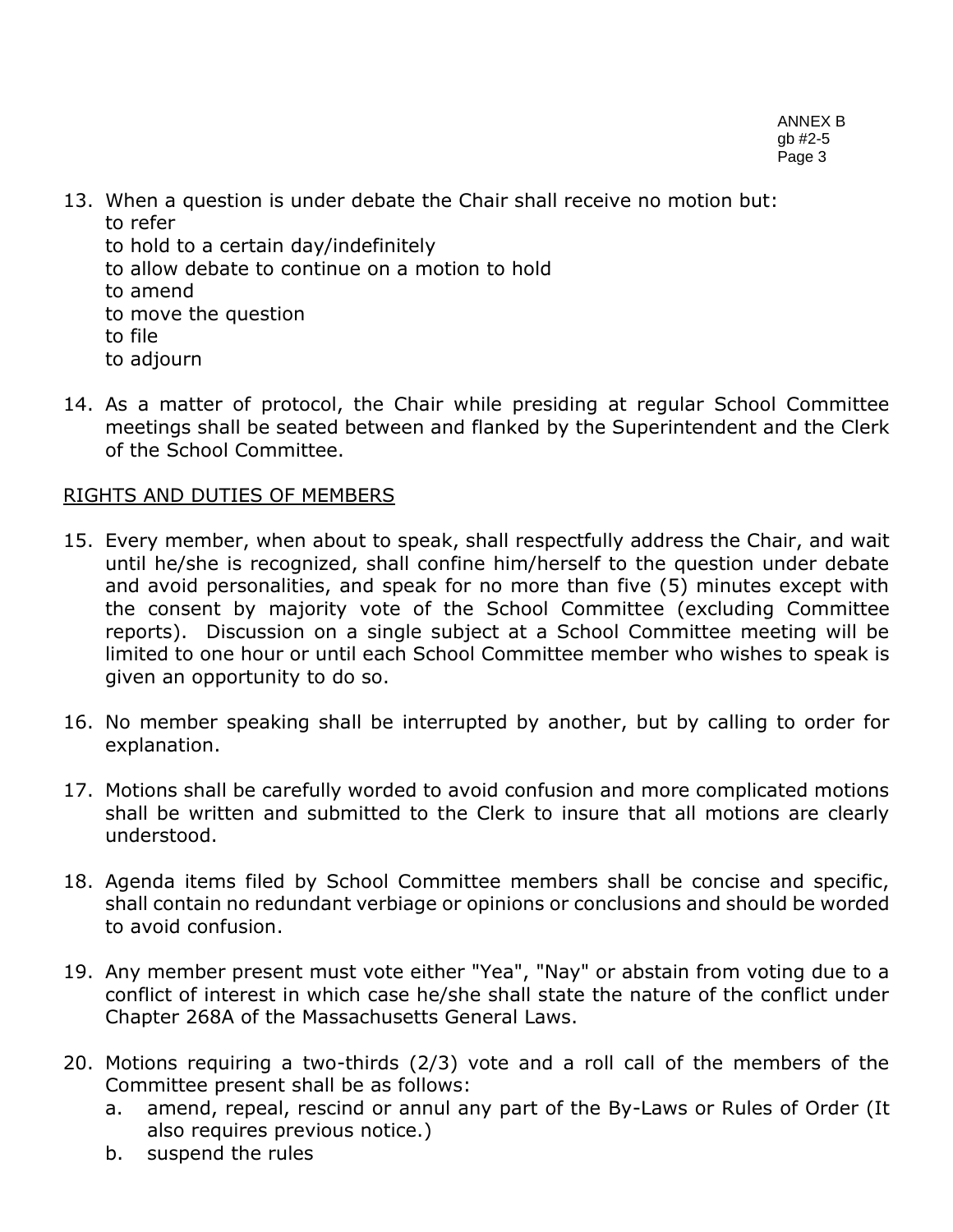13. When a question is under debate the Chair shall receive no motion but:
    to refer
    to hold to a certain day/indefinitely
    to allow debate to continue on a motion to hold
    to amend
    to move the question
    to file
    to adjourn

14. As a matter of protocol, the Chair while presiding at regular School Committee meetings shall be seated between and flanked by the Superintendent and the Clerk of the School Committee.

<u>RIGHTS AND DUTIES OF MEMBERS</u>

15. Every member, when about to speak, shall respectfully address the Chair, and wait until he/she is recognized, shall confine him/herself to the question under debate and avoid personalities, and speak for no more than five (5) minutes except with the consent by majority vote of the School Committee (excluding Committee reports). Discussion on a single subject at a School Committee meeting will be limited to one hour or until each School Committee member who wishes to speak is given an opportunity to do so.

16. No member speaking shall be interrupted by another, but by calling to order for explanation.

17. Motions shall be carefully worded to avoid confusion and more complicated motions shall be written and submitted to the Clerk to insure that all motions are clearly understood.

18. Agenda items filed by School Committee members shall be concise and specific, shall contain no redundant verbiage or opinions or conclusions and should be worded to avoid confusion.

19. Any member present must vote either "Yea", "Nay" or abstain from voting due to a conflict of interest in which case he/she shall state the nature of the conflict under Chapter 268A of the Massachusetts General Laws.

20. Motions requiring a two-thirds (2/3) vote and a roll call of the members of the Committee present shall be as follows:
    a. amend, repeal, rescind or annul any part of the By-Laws or Rules of Order (It also requires previous notice.)
    b. suspend the rules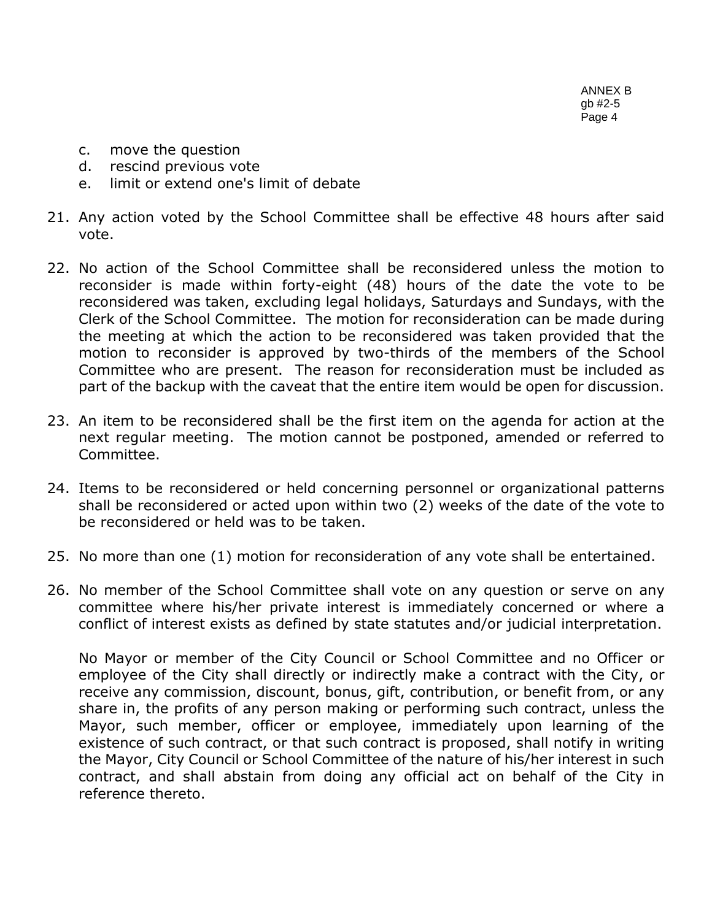c. move the question
d. rescind previous vote
e. limit or extend one's limit of debate

21. Any action voted by the School Committee shall be effective 48 hours after said vote.

22. No action of the School Committee shall be reconsidered unless the motion to reconsider is made within forty-eight (48) hours of the date the vote to be reconsidered was taken, excluding legal holidays, Saturdays and Sundays, with the Clerk of the School Committee. The motion for reconsideration can be made during the meeting at which the action to be reconsidered was taken provided that the motion to reconsider is approved by two-thirds of the members of the School Committee who are present. The reason for reconsideration must be included as part of the backup with the caveat that the entire item would be open for discussion.

23. An item to be reconsidered shall be the first item on the agenda for action at the next regular meeting. The motion cannot be postponed, amended or referred to Committee.

24. Items to be reconsidered or held concerning personnel or organizational patterns shall be reconsidered or acted upon within two (2) weeks of the date of the vote to be reconsidered or held was to be taken.

25. No more than one (1) motion for reconsideration of any vote shall be entertained.

26. No member of the School Committee shall vote on any question or serve on any committee where his/her private interest is immediately concerned or where a conflict of interest exists as defined by state statutes and/or judicial interpretation.

    No Mayor or member of the City Council or School Committee and no Officer or employee of the City shall directly or indirectly make a contract with the City, or receive any commission, discount, bonus, gift, contribution, or benefit from, or any share in, the profits of any person making or performing such contract, unless the Mayor, such member, officer or employee, immediately upon learning of the existence of such contract, or that such contract is proposed, shall notify in writing the Mayor, City Council or School Committee of the nature of his/her interest in such contract, and shall abstain from doing any official act on behalf of the City in reference thereto.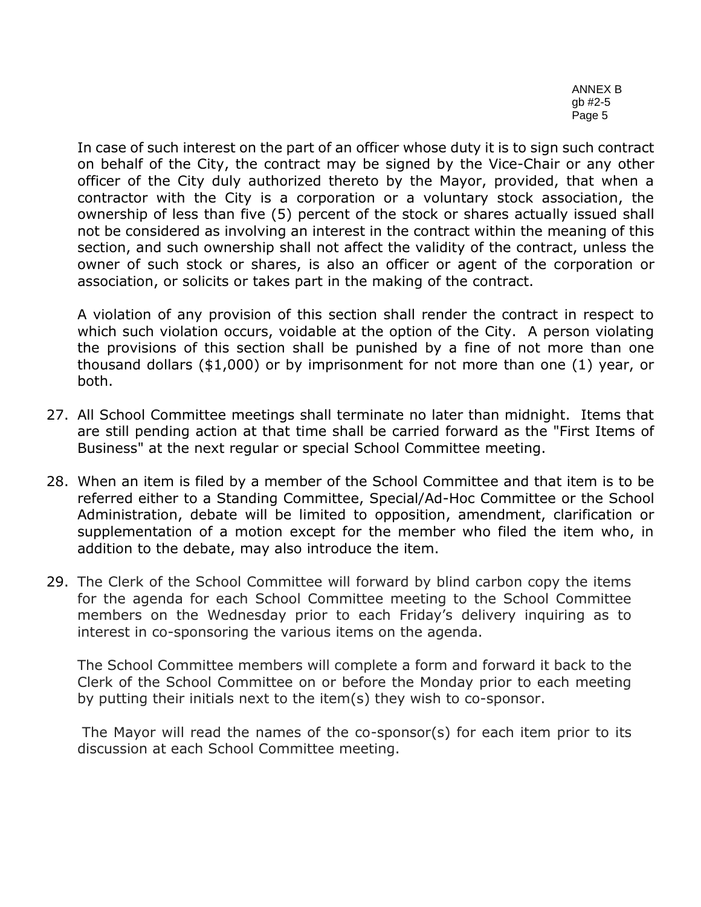In case of such interest on the part of an officer whose duty it is to sign such contract on behalf of the City, the contract may be signed by the Vice-Chair or any other officer of the City duly authorized thereto by the Mayor, provided, that when a contractor with the City is a corporation or a voluntary stock association, the ownership of less than five (5) percent of the stock or shares actually issued shall not be considered as involving an interest in the contract within the meaning of this section, and such ownership shall not affect the validity of the contract, unless the owner of such stock or shares, is also an officer or agent of the corporation or association, or solicits or takes part in the making of the contract.

A violation of any provision of this section shall render the contract in respect to which such violation occurs, voidable at the option of the City. A person violating the provisions of this section shall be punished by a fine of not more than one thousand dollars ($1,000) or by imprisonment for not more than one (1) year, or both.

27. All School Committee meetings shall terminate no later than midnight. Items that are still pending action at that time shall be carried forward as the "First Items of Business" at the next regular or special School Committee meeting.

28. When an item is filed by a member of the School Committee and that item is to be referred either to a Standing Committee, Special/Ad-Hoc Committee or the School Administration, debate will be limited to opposition, amendment, clarification or supplementation of a motion except for the member who filed the item who, in addition to the debate, may also introduce the item.

29. The Clerk of the School Committee will forward by blind carbon copy the items for the agenda for each School Committee meeting to the School Committee members on the Wednesday prior to each Friday's delivery inquiring as to interest in co-sponsoring the various items on the agenda.

    The School Committee members will complete a form and forward it back to the Clerk of the School Committee on or before the Monday prior to each meeting by putting their initials next to the item(s) they wish to co-sponsor.

    The Mayor will read the names of the co-sponsor(s) for each item prior to its discussion at each School Committee meeting.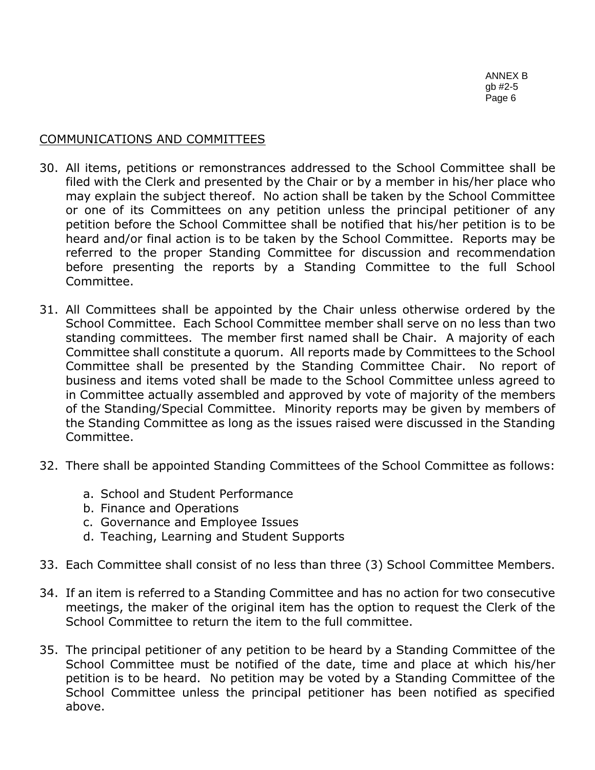COMMUNICATIONS AND COMMITTEES

30. All items, petitions or remonstrances addressed to the School Committee shall be filed with the Clerk and presented by the Chair or by a member in his/her place who may explain the subject thereof. No action shall be taken by the School Committee or one of its Committees on any petition unless the principal petitioner of any petition before the School Committee shall be notified that his/her petition is to be heard and/or final action is to be taken by the School Committee. Reports may be referred to the proper Standing Committee for discussion and recommendation before presenting the reports by a Standing Committee to the full School Committee.

31. All Committees shall be appointed by the Chair unless otherwise ordered by the School Committee. Each School Committee member shall serve on no less than two standing committees. The member first named shall be Chair. A majority of each Committee shall constitute a quorum. All reports made by Committees to the School Committee shall be presented by the Standing Committee Chair. No report of business and items voted shall be made to the School Committee unless agreed to in Committee actually assembled and approved by vote of majority of the members of the Standing/Special Committee. Minority reports may be given by members of the Standing Committee as long as the issues raised were discussed in the Standing Committee.

32. There shall be appointed Standing Committees of the School Committee as follows:

    a. School and Student Performance
    b. Finance and Operations
    c. Governance and Employee Issues
    d. Teaching, Learning and Student Supports

33. Each Committee shall consist of no less than three (3) School Committee Members.

34. If an item is referred to a Standing Committee and has no action for two consecutive meetings, the maker of the original item has the option to request the Clerk of the School Committee to return the item to the full committee.

35. The principal petitioner of any petition to be heard by a Standing Committee of the School Committee must be notified of the date, time and place at which his/her petition is to be heard. No petition may be voted by a Standing Committee of the School Committee unless the principal petitioner has been notified as specified above.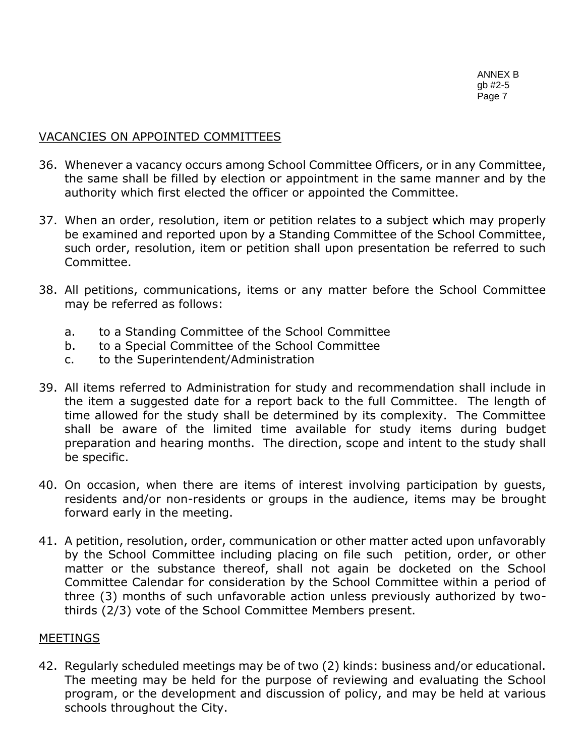## VACANCIES ON APPOINTED COMMITTEES

36. Whenever a vacancy occurs among School Committee Officers, or in any Committee, the same shall be filled by election or appointment in the same manner and by the authority which first elected the officer or appointed the Committee.

37. When an order, resolution, item or petition relates to a subject which may properly be examined and reported upon by a Standing Committee of the School Committee, such order, resolution, item or petition shall upon presentation be referred to such Committee.

38. All petitions, communications, items or any matter before the School Committee may be referred as follows:

    a. to a Standing Committee of the School Committee
    b. to a Special Committee of the School Committee
    c. to the Superintendent/Administration

39. All items referred to Administration for study and recommendation shall include in the item a suggested date for a report back to the full Committee. The length of time allowed for the study shall be determined by its complexity. The Committee shall be aware of the limited time available for study items during budget preparation and hearing months. The direction, scope and intent to the study shall be specific.

40. On occasion, when there are items of interest involving participation by guests, residents and/or non-residents or groups in the audience, items may be brought forward early in the meeting.

41. A petition, resolution, order, communication or other matter acted upon unfavorably by the School Committee including placing on file such petition, order, or other matter or the substance thereof, shall not again be docketed on the School Committee Calendar for consideration by the School Committee within a period of three (3) months of such unfavorable action unless previously authorized by two-thirds (2/3) vote of the School Committee Members present.

## MEETINGS

42. Regularly scheduled meetings may be of two (2) kinds: business and/or educational. The meeting may be held for the purpose of reviewing and evaluating the School program, or the development and discussion of policy, and may be held at various schools throughout the City.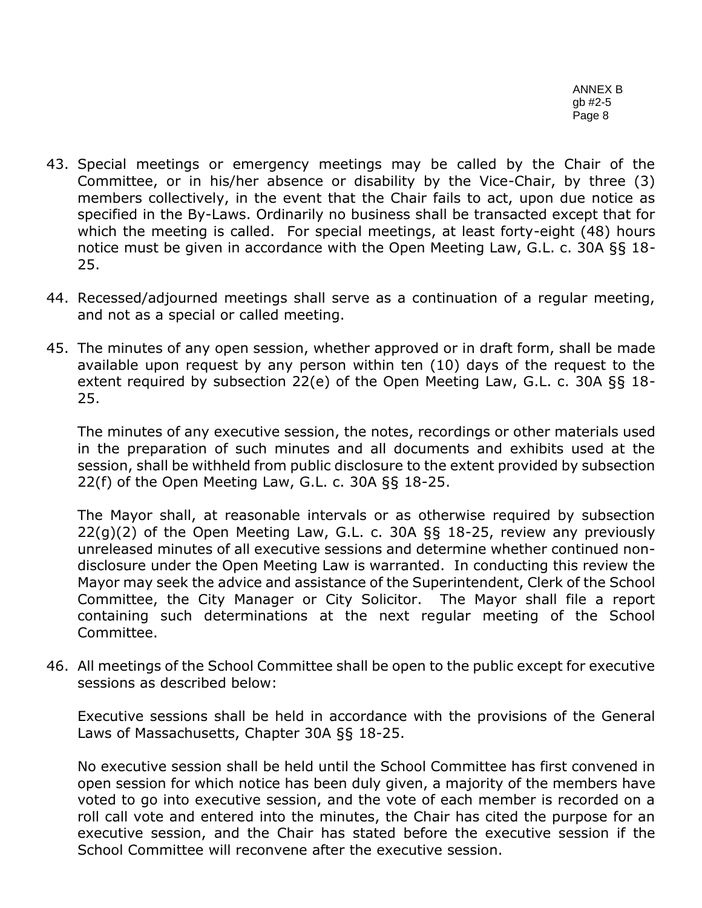43. Special meetings or emergency meetings may be called by the Chair of the Committee, or in his/her absence or disability by the Vice-Chair, by three (3) members collectively, in the event that the Chair fails to act, upon due notice as specified in the By-Laws. Ordinarily no business shall be transacted except that for which the meeting is called. For special meetings, at least forty-eight (48) hours notice must be given in accordance with the Open Meeting Law, G.L. c. 30A §§ 18-25.

44. Recessed/adjourned meetings shall serve as a continuation of a regular meeting, and not as a special or called meeting.

45. The minutes of any open session, whether approved or in draft form, shall be made available upon request by any person within ten (10) days of the request to the extent required by subsection 22(e) of the Open Meeting Law, G.L. c. 30A §§ 18-25.

    The minutes of any executive session, the notes, recordings or other materials used in the preparation of such minutes and all documents and exhibits used at the session, shall be withheld from public disclosure to the extent provided by subsection 22(f) of the Open Meeting Law, G.L. c. 30A §§ 18-25.

    The Mayor shall, at reasonable intervals or as otherwise required by subsection 22(g)(2) of the Open Meeting Law, G.L. c. 30A §§ 18-25, review any previously unreleased minutes of all executive sessions and determine whether continued non-disclosure under the Open Meeting Law is warranted. In conducting this review the Mayor may seek the advice and assistance of the Superintendent, Clerk of the School Committee, the City Manager or City Solicitor. The Mayor shall file a report containing such determinations at the next regular meeting of the School Committee.

46. All meetings of the School Committee shall be open to the public except for executive sessions as described below:

    Executive sessions shall be held in accordance with the provisions of the General Laws of Massachusetts, Chapter 30A §§ 18-25.

    No executive session shall be held until the School Committee has first convened in open session for which notice has been duly given, a majority of the members have voted to go into executive session, and the vote of each member is recorded on a roll call vote and entered into the minutes, the Chair has cited the purpose for an executive session, and the Chair has stated before the executive session if the School Committee will reconvene after the executive session.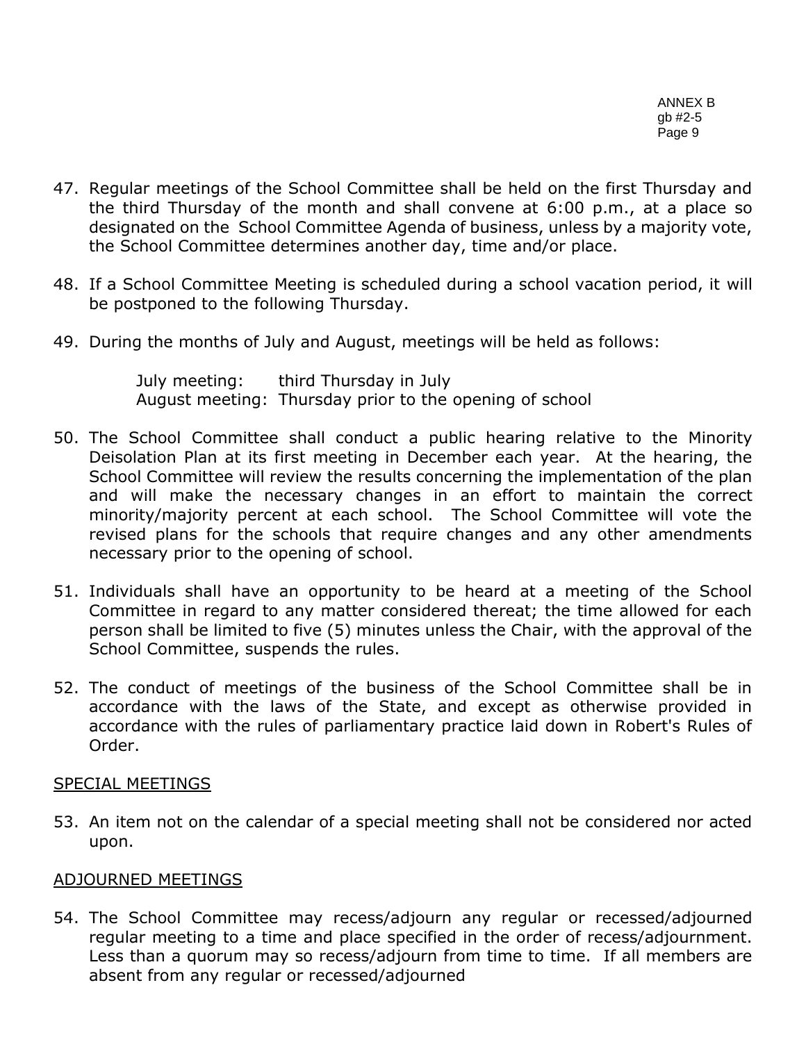47. Regular meetings of the School Committee shall be held on the first Thursday and the third Thursday of the month and shall convene at 6:00 p.m., at a place so designated on the School Committee Agenda of business, unless by a majority vote, the School Committee determines another day, time and/or place.

48. If a School Committee Meeting is scheduled during a school vacation period, it will be postponed to the following Thursday.

49. During the months of July and August, meetings will be held as follows:

    July meeting: third Thursday in July
    August meeting: Thursday prior to the opening of school

50. The School Committee shall conduct a public hearing relative to the Minority Deisolation Plan at its first meeting in December each year. At the hearing, the School Committee will review the results concerning the implementation of the plan and will make the necessary changes in an effort to maintain the correct minority/majority percent at each school. The School Committee will vote the revised plans for the schools that require changes and any other amendments necessary prior to the opening of school.

51. Individuals shall have an opportunity to be heard at a meeting of the School Committee in regard to any matter considered thereat; the time allowed for each person shall be limited to five (5) minutes unless the Chair, with the approval of the School Committee, suspends the rules.

52. The conduct of meetings of the business of the School Committee shall be in accordance with the laws of the State, and except as otherwise provided in accordance with the rules of parliamentary practice laid down in Robert's Rules of Order.

<u>SPECIAL MEETINGS</u>

53. An item not on the calendar of a special meeting shall not be considered nor acted upon.

<u>ADJOURNED MEETINGS</u>

54. The School Committee may recess/adjourn any regular or recessed/adjourned regular meeting to a time and place specified in the order of recess/adjournment. Less than a quorum may so recess/adjourn from time to time. If all members are absent from any regular or recessed/adjourned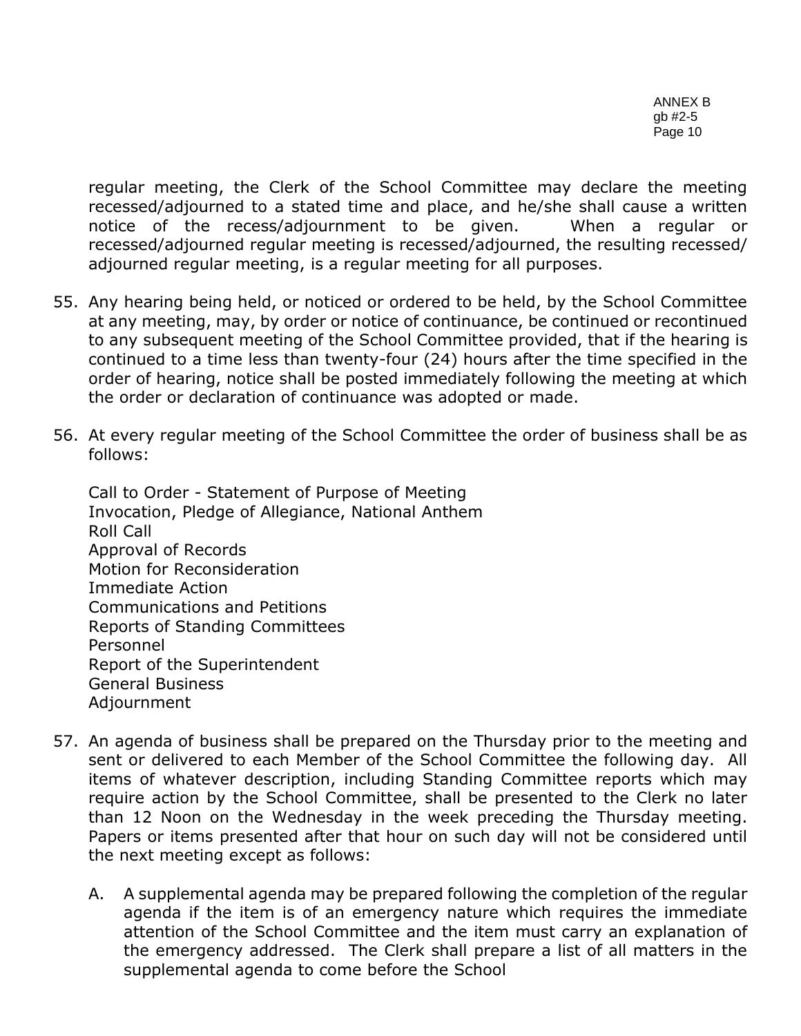regular meeting, the Clerk of the School Committee may declare the meeting recessed/adjourned to a stated time and place, and he/she shall cause a written notice of the recess/adjournment to be given. When a regular or recessed/adjourned regular meeting is recessed/adjourned, the resulting recessed/ adjourned regular meeting, is a regular meeting for all purposes.

55. Any hearing being held, or noticed or ordered to be held, by the School Committee at any meeting, may, by order or notice of continuance, be continued or recontinued to any subsequent meeting of the School Committee provided, that if the hearing is continued to a time less than twenty-four (24) hours after the time specified in the order of hearing, notice shall be posted immediately following the meeting at which the order or declaration of continuance was adopted or made.

56. At every regular meeting of the School Committee the order of business shall be as follows:

    Call to Order - Statement of Purpose of Meeting
    Invocation, Pledge of Allegiance, National Anthem
    Roll Call
    Approval of Records
    Motion for Reconsideration
    Immediate Action
    Communications and Petitions
    Reports of Standing Committees
    Personnel
    Report of the Superintendent
    General Business
    Adjournment

57. An agenda of business shall be prepared on the Thursday prior to the meeting and sent or delivered to each Member of the School Committee the following day. All items of whatever description, including Standing Committee reports which may require action by the School Committee, shall be presented to the Clerk no later than 12 Noon on the Wednesday in the week preceding the Thursday meeting. Papers or items presented after that hour on such day will not be considered until the next meeting except as follows:

    A. A supplemental agenda may be prepared following the completion of the regular agenda if the item is of an emergency nature which requires the immediate attention of the School Committee and the item must carry an explanation of the emergency addressed. The Clerk shall prepare a list of all matters in the supplemental agenda to come before the School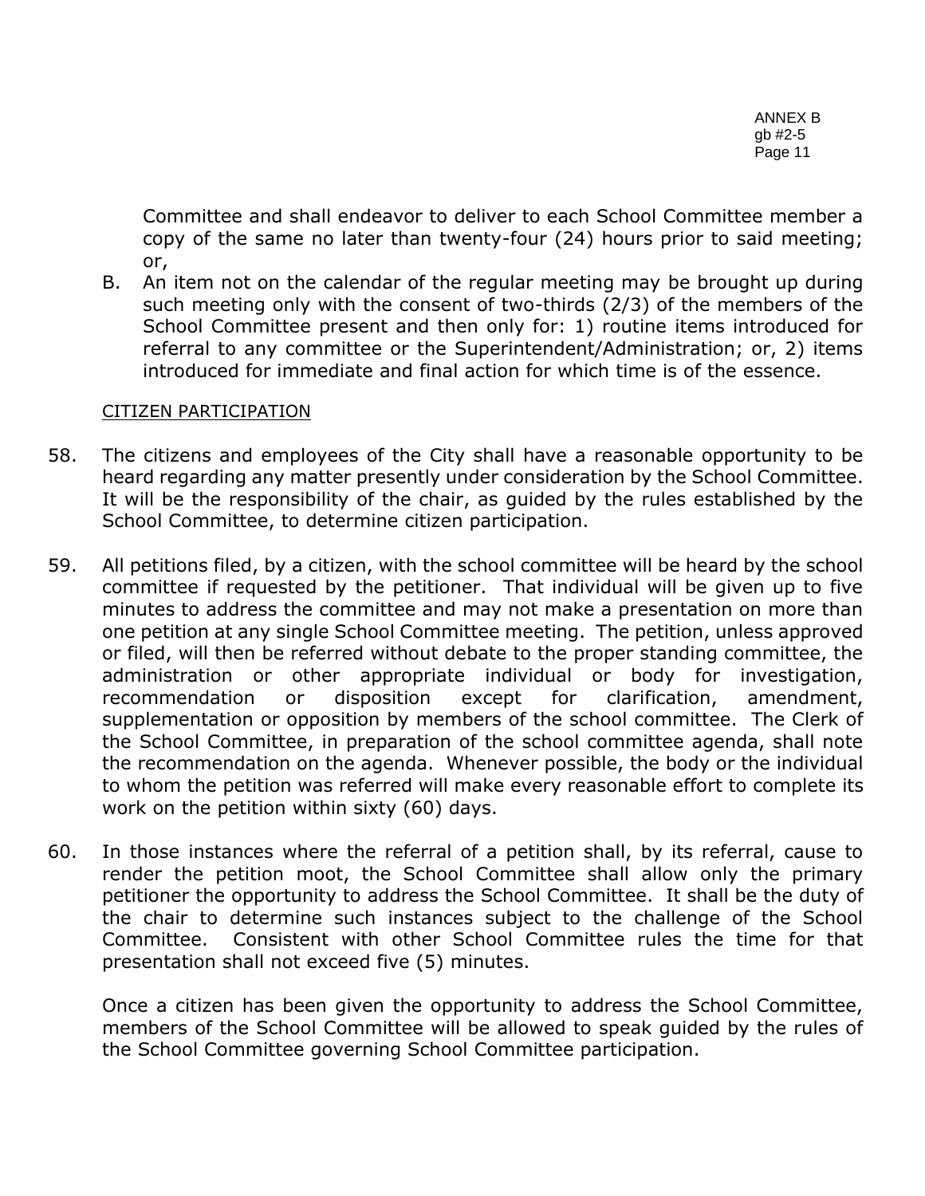Committee and shall endeavor to deliver to each School Committee member a copy of the same no later than twenty-four (24) hours prior to said meeting; or,

B. An item not on the calendar of the regular meeting may be brought up during such meeting only with the consent of two-thirds (2/3) of the members of the School Committee present and then only for: 1) routine items introduced for referral to any committee or the Superintendent/Administration; or, 2) items introduced for immediate and final action for which time is of the essence.

CITIZEN PARTICIPATION

58. The citizens and employees of the City shall have a reasonable opportunity to be heard regarding any matter presently under consideration by the School Committee. It will be the responsibility of the chair, as guided by the rules established by the School Committee, to determine citizen participation.

59. All petitions filed, by a citizen, with the school committee will be heard by the school committee if requested by the petitioner. That individual will be given up to five minutes to address the committee and may not make a presentation on more than one petition at any single School Committee meeting. The petition, unless approved or filed, will then be referred without debate to the proper standing committee, the administration or other appropriate individual or body for investigation, recommendation or disposition except for clarification, amendment, supplementation or opposition by members of the school committee. The Clerk of the School Committee, in preparation of the school committee agenda, shall note the recommendation on the agenda. Whenever possible, the body or the individual to whom the petition was referred will make every reasonable effort to complete its work on the petition within sixty (60) days.

60. In those instances where the referral of a petition shall, by its referral, cause to render the petition moot, the School Committee shall allow only the primary petitioner the opportunity to address the School Committee. It shall be the duty of the chair to determine such instances subject to the challenge of the School Committee. Consistent with other School Committee rules the time for that presentation shall not exceed five (5) minutes.

    Once a citizen has been given the opportunity to address the School Committee, members of the School Committee will be allowed to speak guided by the rules of the School Committee governing School Committee participation.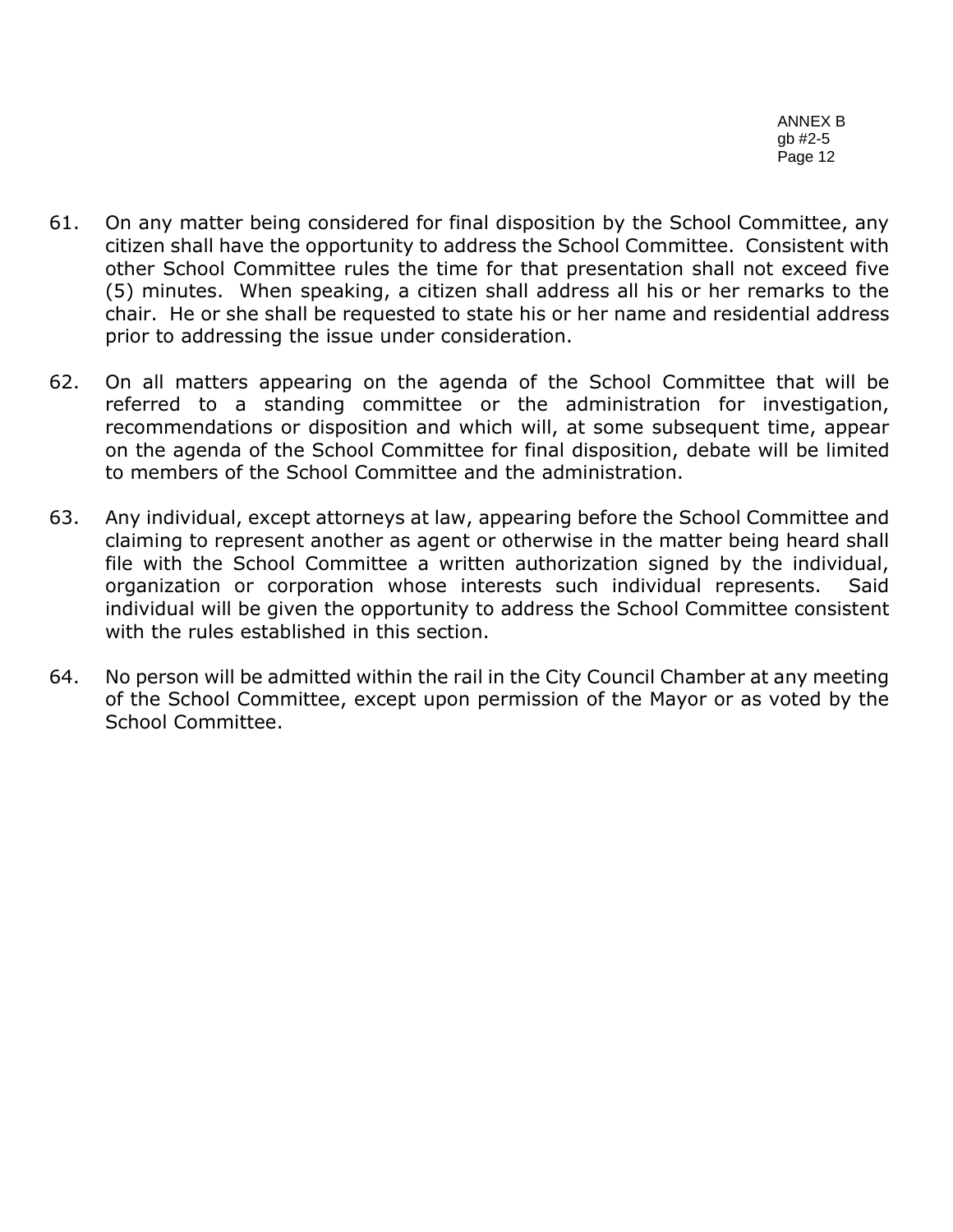61. On any matter being considered for final disposition by the School Committee, any citizen shall have the opportunity to address the School Committee. Consistent with other School Committee rules the time for that presentation shall not exceed five (5) minutes. When speaking, a citizen shall address all his or her remarks to the chair. He or she shall be requested to state his or her name and residential address prior to addressing the issue under consideration.

62. On all matters appearing on the agenda of the School Committee that will be referred to a standing committee or the administration for investigation, recommendations or disposition and which will, at some subsequent time, appear on the agenda of the School Committee for final disposition, debate will be limited to members of the School Committee and the administration.

63. Any individual, except attorneys at law, appearing before the School Committee and claiming to represent another as agent or otherwise in the matter being heard shall file with the School Committee a written authorization signed by the individual, organization or corporation whose interests such individual represents. Said individual will be given the opportunity to address the School Committee consistent with the rules established in this section.

64. No person will be admitted within the rail in the City Council Chamber at any meeting of the School Committee, except upon permission of the Mayor or as voted by the School Committee.